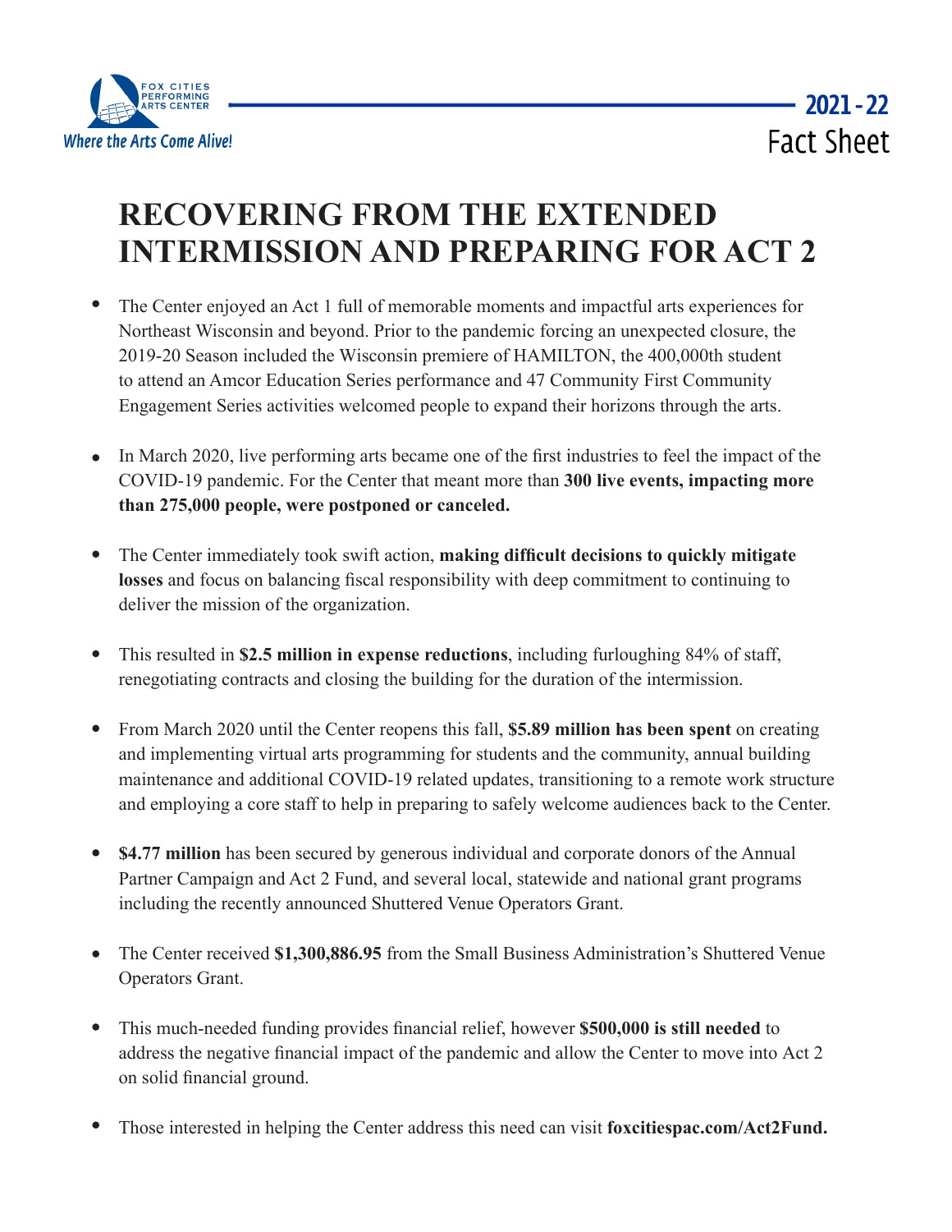FOX CITIES PERFORMING ARTS CENTER

*Where the Arts Come Alive!*

**2021 - 22**

Fact Sheet

# RECOVERING FROM THE EXTENDED INTERMISSION AND PREPARING FOR ACT 2

- The Center enjoyed an Act 1 full of memorable moments and impactful arts experiences for Northeast Wisconsin and beyond. Prior to the pandemic forcing an unexpected closure, the 2019-20 Season included the Wisconsin premiere of HAMILTON, the 400,000th student to attend an Amcor Education Series performance and 47 Community First Community Engagement Series activities welcomed people to expand their horizons through the arts.

- In March 2020, live performing arts became one of the first industries to feel the impact of the COVID-19 pandemic. For the Center that meant more than **300 live events, impacting more than 275,000 people, were postponed or canceled.**

- The Center immediately took swift action, **making difficult decisions to quickly mitigate losses** and focus on balancing fiscal responsibility with deep commitment to continuing to deliver the mission of the organization.

- This resulted in **$2.5 million in expense reductions**, including furloughing 84% of staff, renegotiating contracts and closing the building for the duration of the intermission.

- From March 2020 until the Center reopens this fall, **$5.89 million has been spent** on creating and implementing virtual arts programming for students and the community, annual building maintenance and additional COVID-19 related updates, transitioning to a remote work structure and employing a core staff to help in preparing to safely welcome audiences back to the Center.

- **$4.77 million** has been secured by generous individual and corporate donors of the Annual Partner Campaign and Act 2 Fund, and several local, statewide and national grant programs including the recently announced Shuttered Venue Operators Grant.

- The Center received **$1,300,886.95** from the Small Business Administration's Shuttered Venue Operators Grant.

- This much-needed funding provides financial relief, however **$500,000 is still needed** to address the negative financial impact of the pandemic and allow the Center to move into Act 2 on solid financial ground.

- Those interested in helping the Center address this need can visit **foxcitiespac.com/Act2Fund.**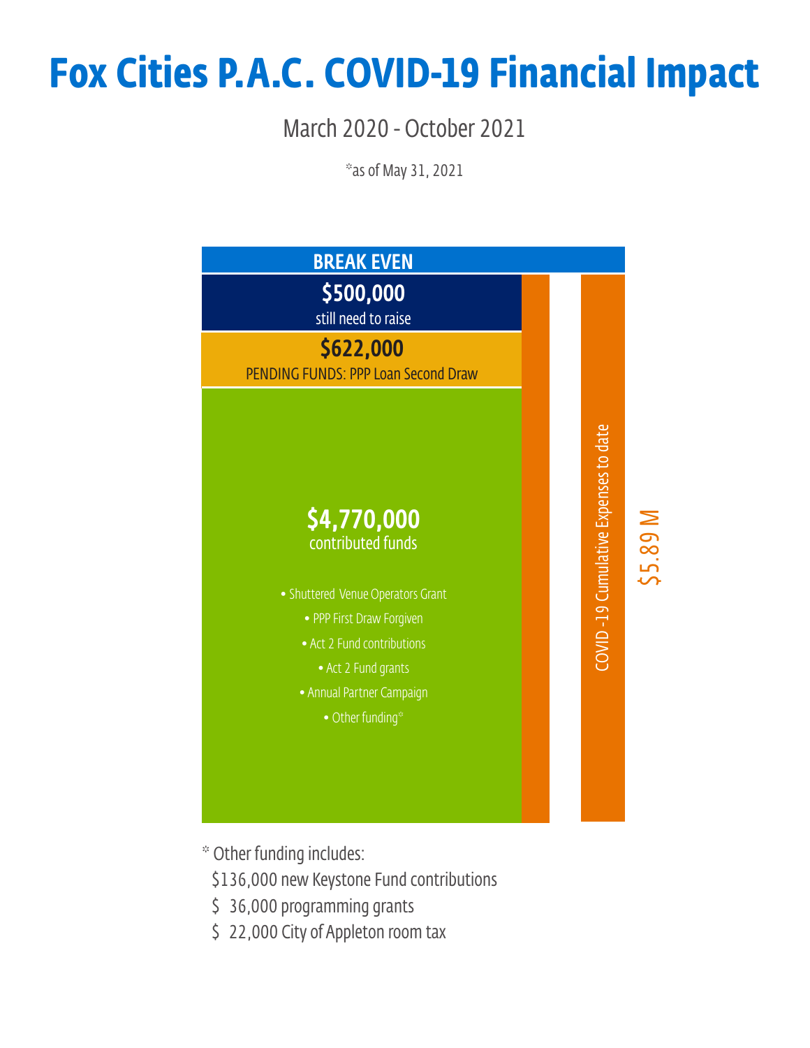# Fox Cities P.A.C. COVID-19 Financial Impact

March 2020 - October 2021

*as of May 31, 2021

BREAK EVEN

**$500,000**
still need to raise

**$622,000**
PENDING FUNDS: PPP Loan Second Draw

**$4,770,000**
contributed funds

- Shuttered Venue Operators Grant
- PPP First Draw Forgiven
- Act 2 Fund contributions
- Act 2 Fund grants
- Annual Partner Campaign
- Other funding*

COVID-19 Cumulative Expenses to date

$5.89 M

\* Other funding includes:

$136,000 new Keystone Fund contributions
$ 36,000 programming grants
$ 22,000 City of Appleton room tax